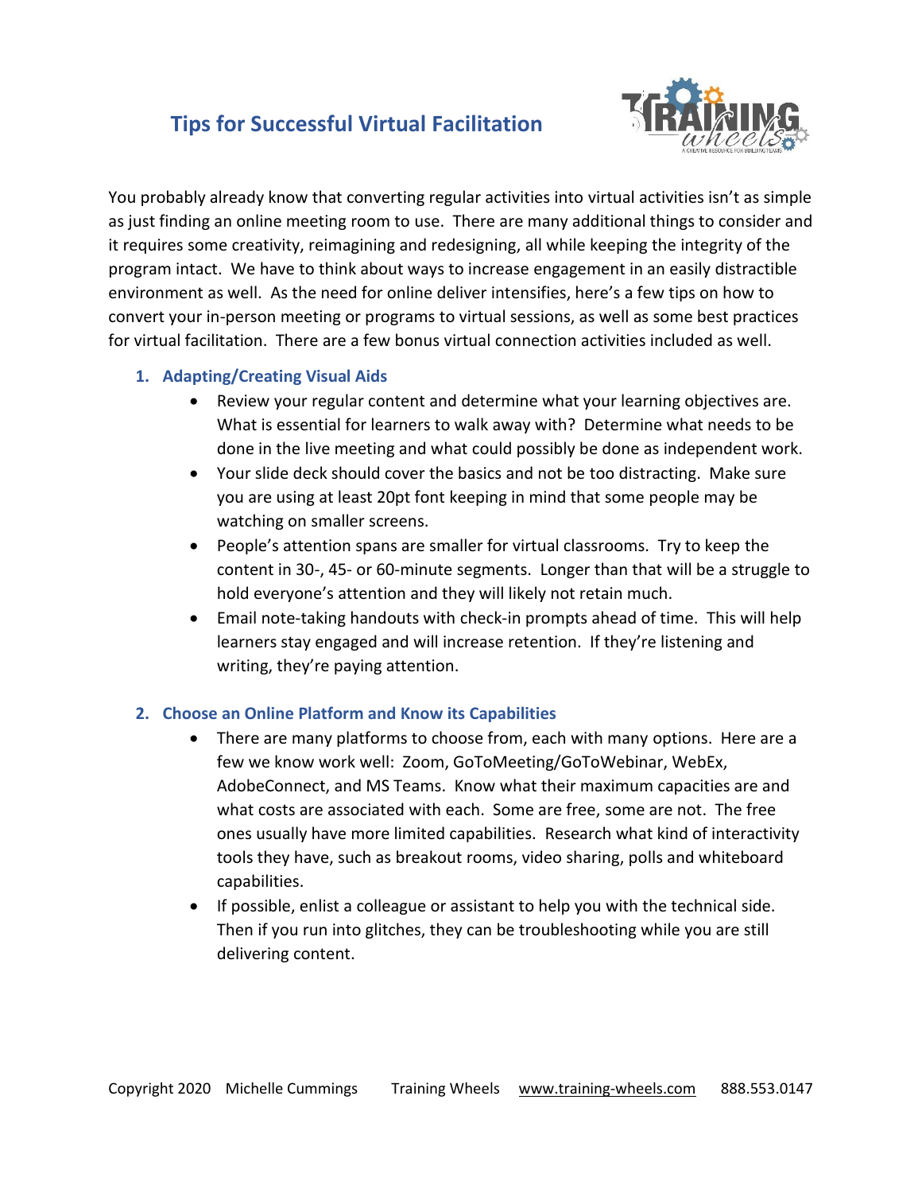# Tips for Successful Virtual Facilitation

You probably already know that converting regular activities into virtual activities isn't as simple as just finding an online meeting room to use. There are many additional things to consider and it requires some creativity, reimagining and redesigning, all while keeping the integrity of the program intact. We have to think about ways to increase engagement in an easily distractible environment as well. As the need for online deliver intensifies, here's a few tips on how to convert your in-person meeting or programs to virtual sessions, as well as some best practices for virtual facilitation. There are a few bonus virtual connection activities included as well.

## 1. Adapting/Creating Visual Aids

- Review your regular content and determine what your learning objectives are. What is essential for learners to walk away with? Determine what needs to be done in the live meeting and what could possibly be done as independent work.
- Your slide deck should cover the basics and not be too distracting. Make sure you are using at least 20pt font keeping in mind that some people may be watching on smaller screens.
- People's attention spans are smaller for virtual classrooms. Try to keep the content in 30-, 45- or 60-minute segments. Longer than that will be a struggle to hold everyone's attention and they will likely not retain much.
- Email note-taking handouts with check-in prompts ahead of time. This will help learners stay engaged and will increase retention. If they're listening and writing, they're paying attention.

## 2. Choose an Online Platform and Know its Capabilities

- There are many platforms to choose from, each with many options. Here are a few we know work well: Zoom, GoToMeeting/GoToWebinar, WebEx, AdobeConnect, and MS Teams. Know what their maximum capacities are and what costs are associated with each. Some are free, some are not. The free ones usually have more limited capabilities. Research what kind of interactivity tools they have, such as breakout rooms, video sharing, polls and whiteboard capabilities.
- If possible, enlist a colleague or assistant to help you with the technical side. Then if you run into glitches, they can be troubleshooting while you are still delivering content.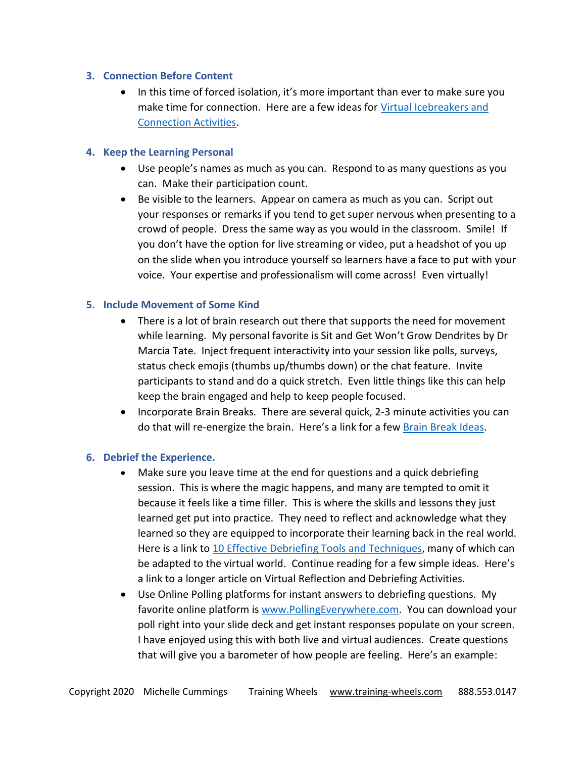### 3. Connection Before Content

- In this time of forced isolation, it's more important than ever to make sure you make time for connection. Here are a few ideas for [Virtual Icebreakers and Connection Activities]().

### 4. Keep the Learning Personal

- Use people's names as much as you can. Respond to as many questions as you can. Make their participation count.
- Be visible to the learners. Appear on camera as much as you can. Script out your responses or remarks if you tend to get super nervous when presenting to a crowd of people. Dress the same way as you would in the classroom. Smile! If you don't have the option for live streaming or video, put a headshot of you up on the slide when you introduce yourself so learners have a face to put with your voice. Your expertise and professionalism will come across! Even virtually!

### 5. Include Movement of Some Kind

- There is a lot of brain research out there that supports the need for movement while learning. My personal favorite is Sit and Get Won't Grow Dendrites by Dr Marcia Tate. Inject frequent interactivity into your session like polls, surveys, status check emojis (thumbs up/thumbs down) or the chat feature. Invite participants to stand and do a quick stretch. Even little things like this can help keep the brain engaged and help to keep people focused.
- Incorporate Brain Breaks. There are several quick, 2-3 minute activities you can do that will re-energize the brain. Here's a link for a few [Brain Break Ideas]().

### 6. Debrief the Experience.

- Make sure you leave time at the end for questions and a quick debriefing session. This is where the magic happens, and many are tempted to omit it because it feels like a time filler. This is where the skills and lessons they just learned get put into practice. They need to reflect and acknowledge what they learned so they are equipped to incorporate their learning back in the real world. Here is a link to [10 Effective Debriefing Tools and Techniques](), many of which can be adapted to the virtual world. Continue reading for a few simple ideas. Here's a link to a longer article on Virtual Reflection and Debriefing Activities.
- Use Online Polling platforms for instant answers to debriefing questions. My favorite online platform is [www.PollingEverywhere.com](www.PollingEverywhere.com). You can download your poll right into your slide deck and get instant responses populate on your screen. I have enjoyed using this with both live and virtual audiences. Create questions that will give you a barometer of how people are feeling. Here's an example: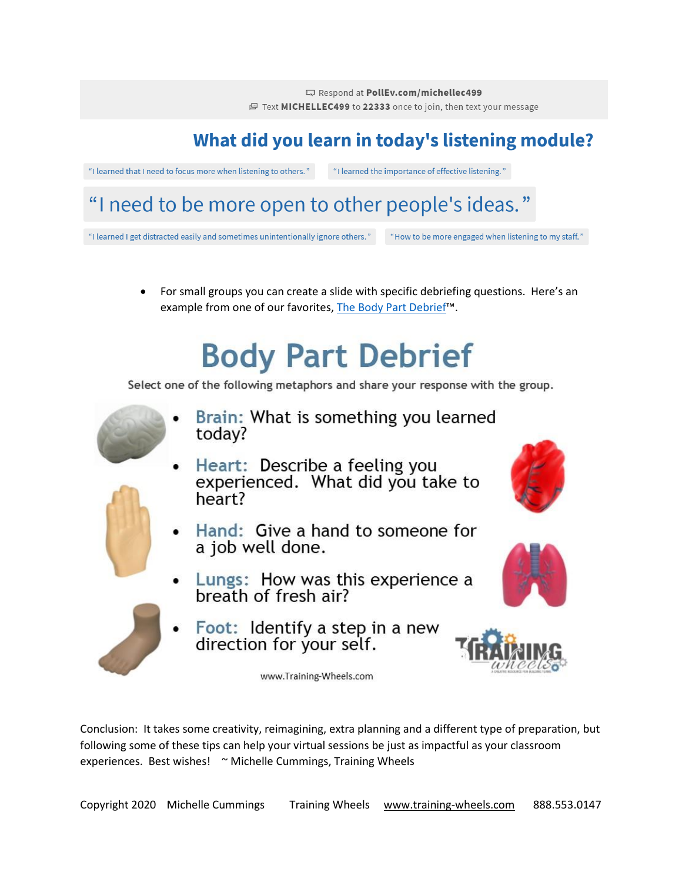Respond at **PollEv.com/michellec499**
Text **MICHELLEC499** to **22333** once to join, then text your message

## What did you learn in today's listening module?

"I learned that I need to focus more when listening to others."

"I learned the importance of effective listening."

"I need to be more open to other people's ideas."

"I learned I get distracted easily and sometimes unintentionally ignore others."

"How to be more engaged when listening to my staff."

- For small groups you can create a slide with specific debriefing questions. Here's an example from one of our favorites, [The Body Part Debrief](https://www.training-wheels.com)™.

## Body Part Debrief

Select one of the following metaphors and share your response with the group.

- Brain: What is something you learned today?
- Heart: Describe a feeling you experienced. What did you take to heart?
- Hand: Give a hand to someone for a job well done.
- Lungs: How was this experience a breath of fresh air?
- Foot: Identify a step in a new direction for your self.

www.Training-Wheels.com

Conclusion: It takes some creativity, reimagining, extra planning and a different type of preparation, but following some of these tips can help your virtual sessions be just as impactful as your classroom experiences. Best wishes! ~ Michelle Cummings, Training Wheels

Copyright 2020 Michelle Cummings Training Wheels www.training-wheels.com 888.553.0147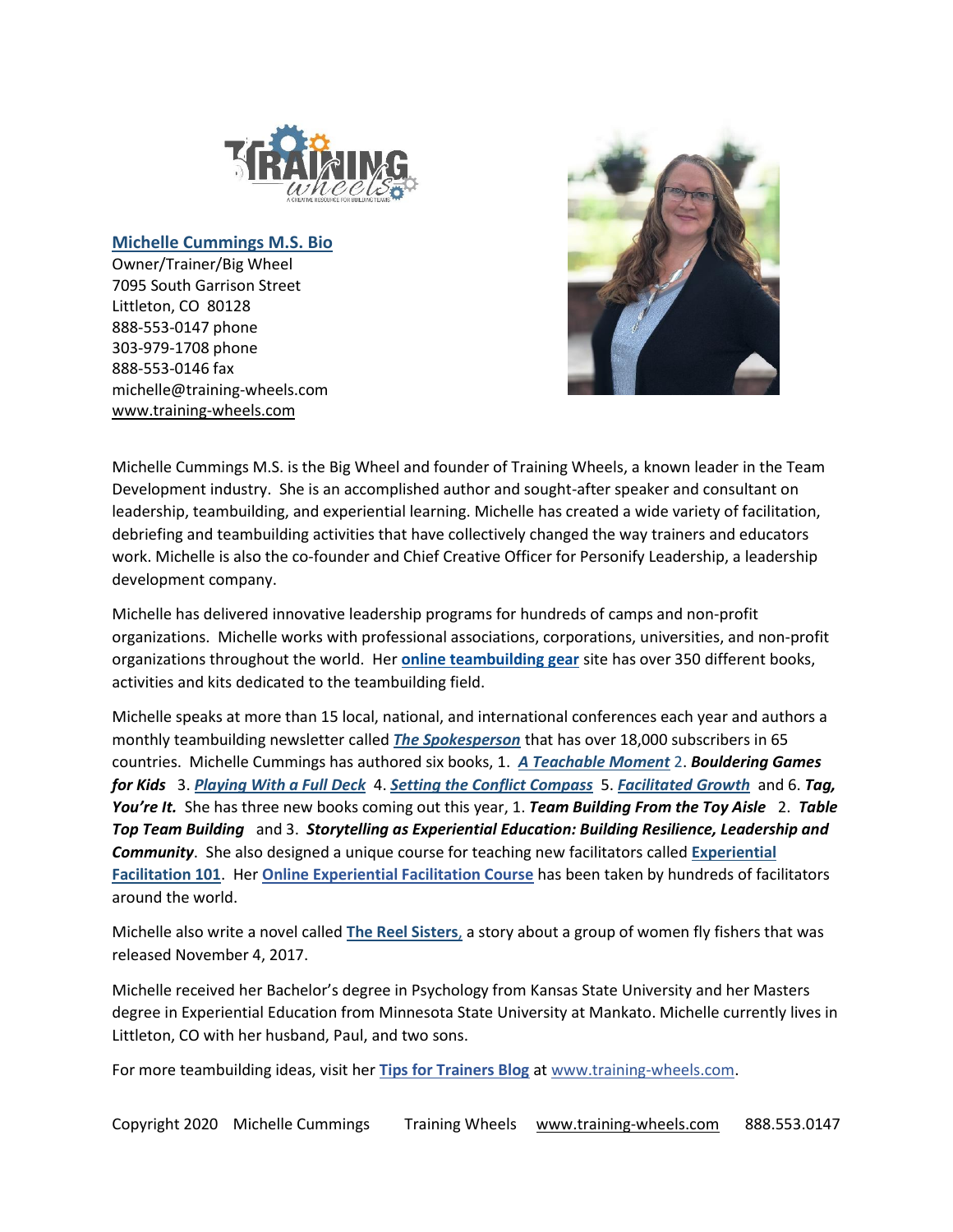**Michelle Cummings M.S. Bio**
Owner/Trainer/Big Wheel
7095 South Garrison Street
Littleton, CO 80128
888-553-0147 phone
303-979-1708 phone
888-553-0146 fax
michelle@training-wheels.com
www.training-wheels.com

Michelle Cummings M.S. is the Big Wheel and founder of Training Wheels, a known leader in the Team Development industry. She is an accomplished author and sought-after speaker and consultant on leadership, teambuilding, and experiential learning. Michelle has created a wide variety of facilitation, debriefing and teambuilding activities that have collectively changed the way trainers and educators work. Michelle is also the co-founder and Chief Creative Officer for Personify Leadership, a leadership development company.

Michelle has delivered innovative leadership programs for hundreds of camps and non-profit organizations. Michelle works with professional associations, corporations, universities, and non-profit organizations throughout the world. Her **online teambuilding gear** site has over 350 different books, activities and kits dedicated to the teambuilding field.

Michelle speaks at more than 15 local, national, and international conferences each year and authors a monthly teambuilding newsletter called ***The Spokesperson*** that has over 18,000 subscribers in 65 countries. Michelle Cummings has authored six books, 1. ***A Teachable Moment*** 2. ***Bouldering Games for Kids*** 3. ***Playing With a Full Deck*** 4. ***Setting the Conflict Compass*** 5. ***Facilitated Growth*** and 6. ***Tag, You're It.*** She has three new books coming out this year, 1. ***Team Building From the Toy Aisle*** 2. ***Table Top Team Building*** and 3. ***Storytelling as Experiential Education: Building Resilience, Leadership and Community***. She also designed a unique course for teaching new facilitators called **Experiential Facilitation 101**. Her **Online Experiential Facilitation Course** has been taken by hundreds of facilitators around the world.

Michelle also write a novel called **The Reel Sisters**, a story about a group of women fly fishers that was released November 4, 2017.

Michelle received her Bachelor's degree in Psychology from Kansas State University and her Masters degree in Experiential Education from Minnesota State University at Mankato. Michelle currently lives in Littleton, CO with her husband, Paul, and two sons.

For more teambuilding ideas, visit her **Tips for Trainers Blog** at www.training-wheels.com.

Copyright 2020 Michelle Cummings Training Wheels www.training-wheels.com 888.553.0147